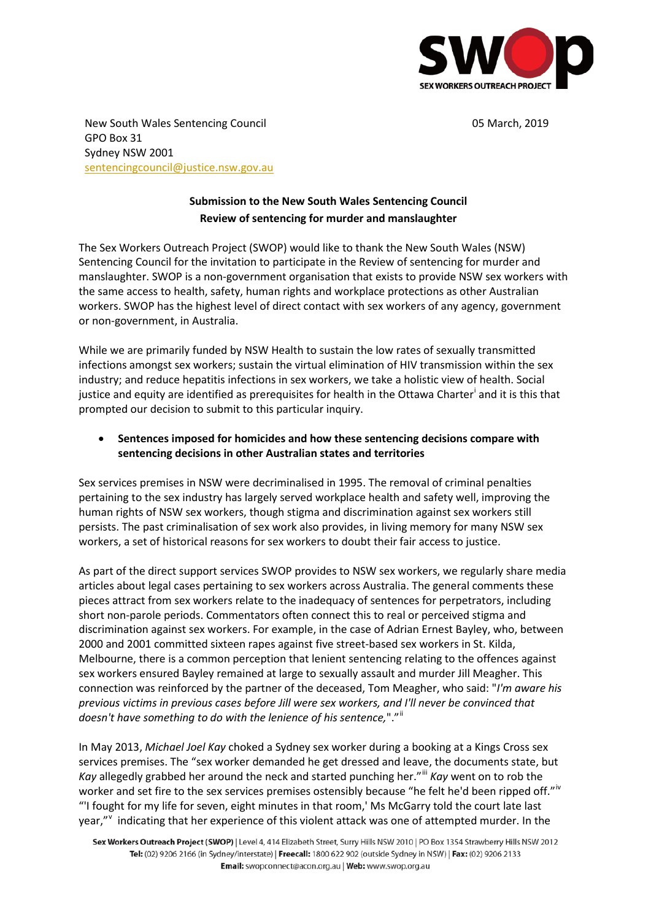New South Wales Sentencing Council
GPO Box 31
Sydney NSW 2001
sentencingcouncil@justice.nsw.gov.au

05 March, 2019

**Submission to the New South Wales Sentencing Council**
**Review of sentencing for murder and manslaughter**

The Sex Workers Outreach Project (SWOP) would like to thank the New South Wales (NSW) Sentencing Council for the invitation to participate in the Review of sentencing for murder and manslaughter. SWOP is a non-government organisation that exists to provide NSW sex workers with the same access to health, safety, human rights and workplace protections as other Australian workers. SWOP has the highest level of direct contact with sex workers of any agency, government or non-government, in Australia.

While we are primarily funded by NSW Health to sustain the low rates of sexually transmitted infections amongst sex workers; sustain the virtual elimination of HIV transmission within the sex industry; and reduce hepatitis infections in sex workers, we take a holistic view of health. Social justice and equity are identified as prerequisites for health in the Ottawa Charter[i] and it is this that prompted our decision to submit to this particular inquiry.

- **Sentences imposed for homicides and how these sentencing decisions compare with sentencing decisions in other Australian states and territories**

Sex services premises in NSW were decriminalised in 1995. The removal of criminal penalties pertaining to the sex industry has largely served workplace health and safety well, improving the human rights of NSW sex workers, though stigma and discrimination against sex workers still persists. The past criminalisation of sex work also provides, in living memory for many NSW sex workers, a set of historical reasons for sex workers to doubt their fair access to justice.

As part of the direct support services SWOP provides to NSW sex workers, we regularly share media articles about legal cases pertaining to sex workers across Australia. The general comments these pieces attract from sex workers relate to the inadequacy of sentences for perpetrators, including short non-parole periods. Commentators often connect this to real or perceived stigma and discrimination against sex workers. For example, in the case of Adrian Ernest Bayley, who, between 2000 and 2001 committed sixteen rapes against five street-based sex workers in St. Kilda, Melbourne, there is a common perception that lenient sentencing relating to the offences against sex workers ensured Bayley remained at large to sexually assault and murder Jill Meagher. This connection was reinforced by the partner of the deceased, Tom Meagher, who said: "*I'm aware his previous victims in previous cases before Jill were sex workers, and I'll never be convinced that doesn't have something to do with the lenience of his sentence,*"."[ii]

In May 2013, *Michael Joel Kay* choked a Sydney sex worker during a booking at a Kings Cross sex services premises. The "sex worker demanded he get dressed and leave, the documents state, but *Kay* allegedly grabbed her around the neck and started punching her."[iii] *Kay* went on to rob the worker and set fire to the sex services premises ostensibly because "he felt he'd been ripped off."[iv] "'I fought for my life for seven, eight minutes in that room,' Ms McGarry told the court late last year,"[v] indicating that her experience of this violent attack was one of attempted murder. In the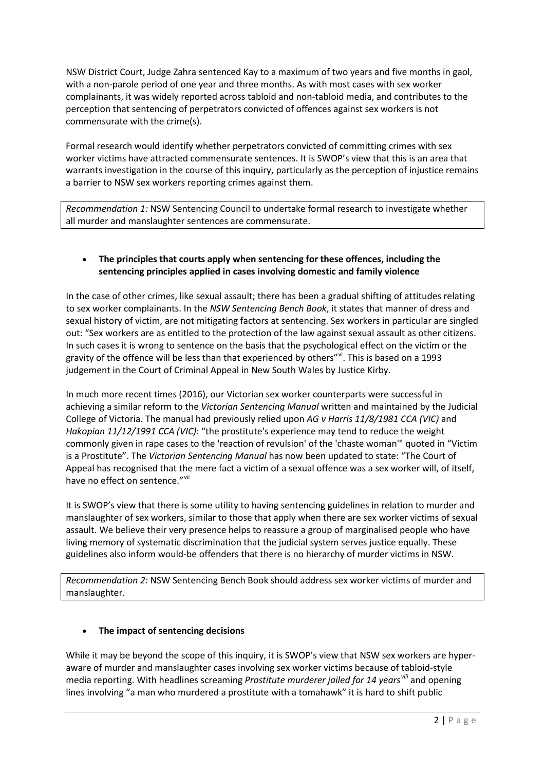NSW District Court, Judge Zahra sentenced Kay to a maximum of two years and five months in gaol, with a non-parole period of one year and three months. As with most cases with sex worker complainants, it was widely reported across tabloid and non-tabloid media, and contributes to the perception that sentencing of perpetrators convicted of offences against sex workers is not commensurate with the crime(s).

Formal research would identify whether perpetrators convicted of committing crimes with sex worker victims have attracted commensurate sentences. It is SWOP's view that this is an area that warrants investigation in the course of this inquiry, particularly as the perception of injustice remains a barrier to NSW sex workers reporting crimes against them.

> *Recommendation 1:* NSW Sentencing Council to undertake formal research to investigate whether all murder and manslaughter sentences are commensurate.

- **The principles that courts apply when sentencing for these offences, including the sentencing principles applied in cases involving domestic and family violence**

In the case of other crimes, like sexual assault; there has been a gradual shifting of attitudes relating to sex worker complainants. In the *NSW Sentencing Bench Book*, it states that manner of dress and sexual history of victim, are not mitigating factors at sentencing. Sex workers in particular are singled out: "Sex workers are as entitled to the protection of the law against sexual assault as other citizens. In such cases it is wrong to sentence on the basis that the psychological effect on the victim or the gravity of the offence will be less than that experienced by others"[vi]. This is based on a 1993 judgement in the Court of Criminal Appeal in New South Wales by Justice Kirby.

In much more recent times (2016), our Victorian sex worker counterparts were successful in achieving a similar reform to the *Victorian Sentencing Manual* written and maintained by the Judicial College of Victoria. The manual had previously relied upon *AG v Harris 11/8/1981 CCA (VIC)* and *Hakopian 11/12/1991 CCA (VIC)*: "the prostitute's experience may tend to reduce the weight commonly given in rape cases to the 'reaction of revulsion' of the 'chaste woman'" quoted in "Victim is a Prostitute". The *Victorian Sentencing Manual* has now been updated to state: "The Court of Appeal has recognised that the mere fact a victim of a sexual offence was a sex worker will, of itself, have no effect on sentence."[vii]

It is SWOP's view that there is some utility to having sentencing guidelines in relation to murder and manslaughter of sex workers, similar to those that apply when there are sex worker victims of sexual assault. We believe their very presence helps to reassure a group of marginalised people who have living memory of systematic discrimination that the judicial system serves justice equally. These guidelines also inform would-be offenders that there is no hierarchy of murder victims in NSW.

> *Recommendation 2:* NSW Sentencing Bench Book should address sex worker victims of murder and manslaughter.

- **The impact of sentencing decisions**

While it may be beyond the scope of this inquiry, it is SWOP's view that NSW sex workers are hyper-aware of murder and manslaughter cases involving sex worker victims because of tabloid-style media reporting. With headlines screaming *Prostitute murderer jailed for 14 years*[viii] and opening lines involving "a man who murdered a prostitute with a tomahawk" it is hard to shift public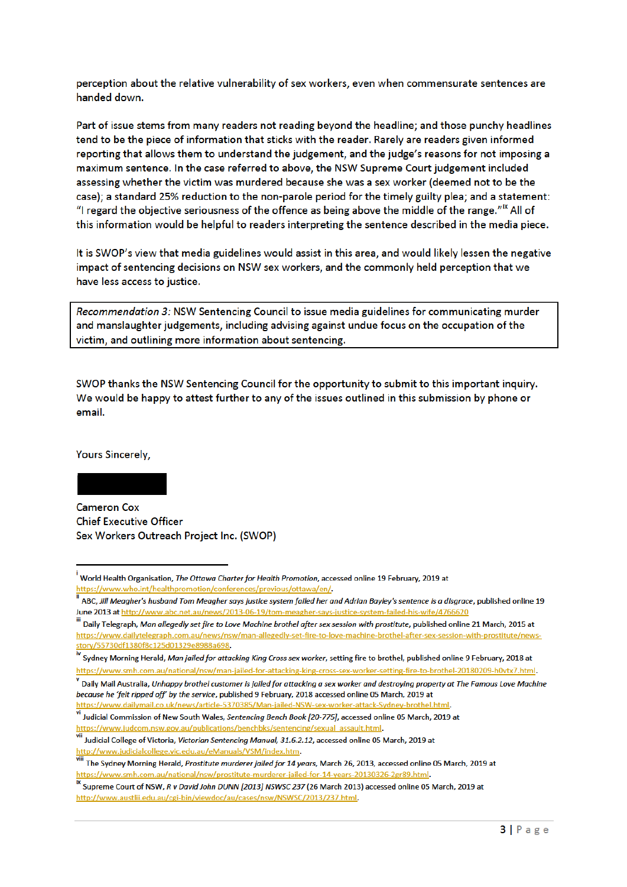perception about the relative vulnerability of sex workers, even when commensurate sentences are handed down.

Part of issue stems from many readers not reading beyond the headline; and those punchy headlines tend to be the piece of information that sticks with the reader. Rarely are readers given informed reporting that allows them to understand the judgement, and the judge's reasons for not imposing a maximum sentence. In the case referred to above, the NSW Supreme Court judgement included assessing whether the victim was murdered because she was a sex worker (deemed not to be the case); a standard 25% reduction to the non-parole period for the timely guilty plea; and a statement: "I regard the objective seriousness of the offence as being above the middle of the range."[ix] All of this information would be helpful to readers interpreting the sentence described in the media piece.

It is SWOP's view that media guidelines would assist in this area, and would likely lessen the negative impact of sentencing decisions on NSW sex workers, and the commonly held perception that we have less access to justice.

> *Recommendation 3:* NSW Sentencing Council to issue media guidelines for communicating murder and manslaughter judgements, including advising against undue focus on the occupation of the victim, and outlining more information about sentencing.

SWOP thanks the NSW Sentencing Council for the opportunity to submit to this important inquiry. We would be happy to attest further to any of the issues outlined in this submission by phone or email.

Yours Sincerely,

Cameron Cox
Chief Executive Officer
Sex Workers Outreach Project Inc. (SWOP)

---

[i] World Health Organisation, *The Ottawa Charter for Health Promotion*, accessed online 19 February, 2019 at https://www.who.int/healthpromotion/conferences/previous/ottawa/en/.

[ii] ABC, *Jill Meagher's husband Tom Meagher says justice system failed her and Adrian Bayley's sentence is a disgrace*, published online 19 June 2013 at http://www.abc.net.au/news/2013-06-19/tom-meagher-says-justice-system-failed-his-wife/4766620

[iii] Daily Telegraph, *Man allegedly set fire to Love Machine brothel after sex session with prostitute*, published online 21 March, 2015 at https://www.dailytelegraph.com.au/news/nsw/man-allegedly-set-fire-to-love-machine-brothel-after-sex-session-with-prostitute/news-story/55730df1380f8c125d01329e8988a698.

[iv] Sydney Morning Herald, *Man jailed for attacking King Cross sex worker, setting fire to brothel*, published online 9 February, 2018 at https://www.smh.com.au/national/nsw/man-jailed-for-attacking-king-cross-sex-worker-setting-fire-to-brothel-20180209-h0vtx7.html.

[v] Daily Mail Australia, *Unhappy brothel customer is jailed for attacking a sex worker and destroying property at The Famous Love Machine because he 'felt ripped off' by the service*, published 9 February, 2018 accessed online 05 March, 2019 at https://www.dailymail.co.uk/news/article-5370385/Man-jailed-NSW-sex-worker-attack-Sydney-brothel.html.

[vi] Judicial Commission of New South Wales, *Sentencing Bench Book [20-775]*, accessed online 05 March, 2019 at https://www.judcom.nsw.gov.au/publications/benchbks/sentencing/sexual_assault.html.

[vii] Judicial College of Victoria, *Victorian Sentencing Manual, 31.6.2.12*, accessed online 05 March, 2019 at http://www.judicialcollege.vic.edu.au/eManuals/VSM/index.htm.

[viii] The Sydney Morning Herald, *Prostitute murderer jailed for 14 years*, March 26, 2013, accessed online 05 March, 2019 at https://www.smh.com.au/national/nsw/prostitute-murderer-jailed-for-14-years-20130326-2gr89.html.

[ix] Supreme Court of NSW, *R v David John DUNN [2013] NSWSC 237* (26 March 2013) accessed online 05 March, 2019 at http://www.austlii.edu.au/cgi-bin/viewdoc/au/cases/nsw/NSWSC/2013/237.html.